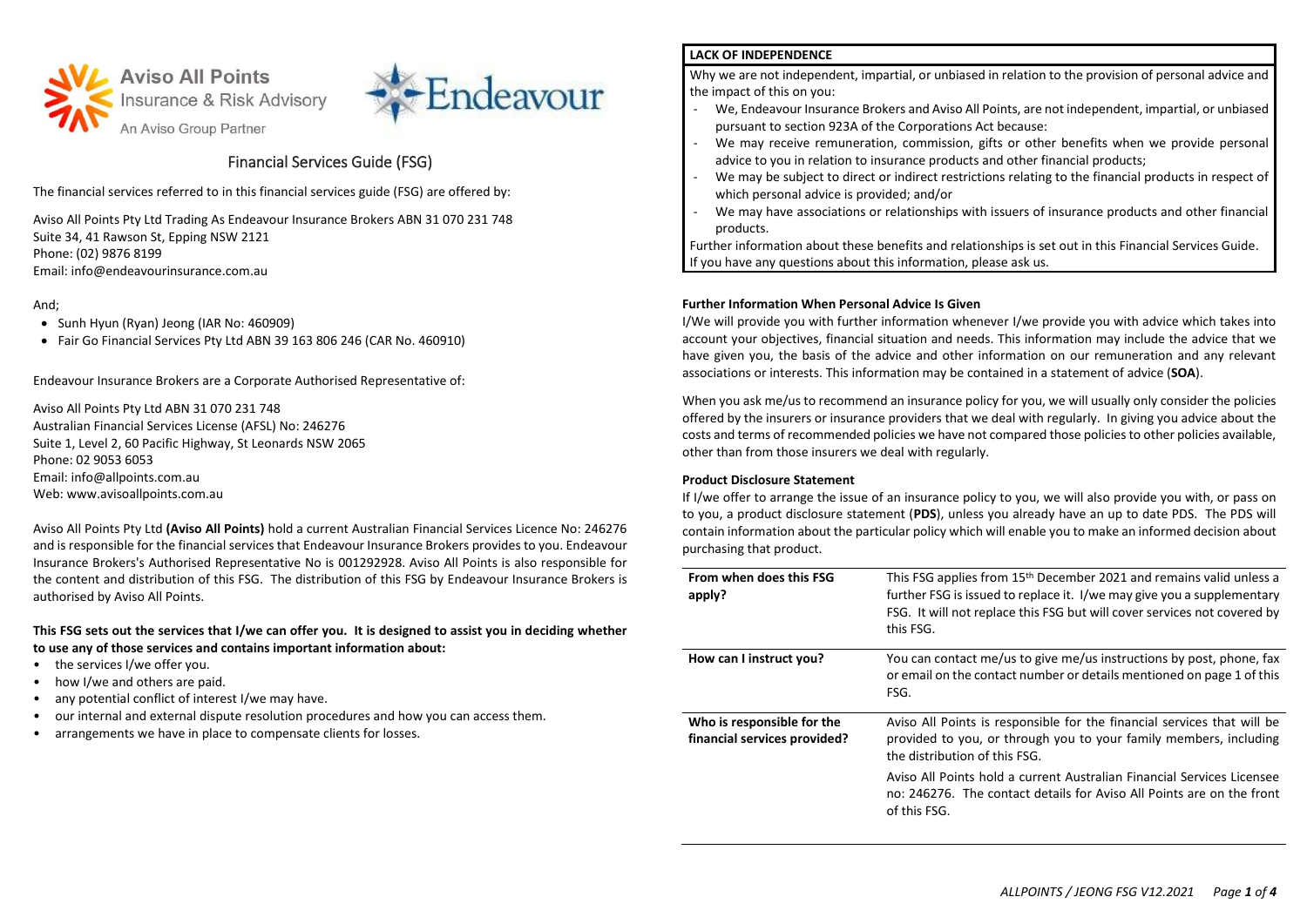# Financial Services Guide (FSG)

The financial services referred to in this financial services guide (FSG) are offered by:

Aviso All Points Pty Ltd Trading As Endeavour Insurance Brokers ABN 31 070 231 748
Suite 34, 41 Rawson St, Epping NSW 2121
Phone: (02) 9876 8199
Email: info@endeavourinsurance.com.au

And;

- Sunh Hyun (Ryan) Jeong (IAR No: 460909)
- Fair Go Financial Services Pty Ltd ABN 39 163 806 246 (CAR No. 460910)

Endeavour Insurance Brokers are a Corporate Authorised Representative of:

Aviso All Points Pty Ltd ABN 31 070 231 748
Australian Financial Services License (AFSL) No: 246276
Suite 1, Level 2, 60 Pacific Highway, St Leonards NSW 2065
Phone: 02 9053 6053
Email: info@allpoints.com.au
Web: www.avisoallpoints.com.au

Aviso All Points Pty Ltd **(Aviso All Points)** hold a current Australian Financial Services Licence No: 246276 and is responsible for the financial services that Endeavour Insurance Brokers provides to you. Endeavour Insurance Brokers's Authorised Representative No is 001292928. Aviso All Points is also responsible for the content and distribution of this FSG. The distribution of this FSG by Endeavour Insurance Brokers is authorised by Aviso All Points.

**This FSG sets out the services that I/we can offer you. It is designed to assist you in deciding whether to use any of those services and contains important information about:**

- the services I/we offer you.
- how I/we and others are paid.
- any potential conflict of interest I/we may have.
- our internal and external dispute resolution procedures and how you can access them.
- arrangements we have in place to compensate clients for losses.

**LACK OF INDEPENDENCE**

Why we are not independent, impartial, or unbiased in relation to the provision of personal advice and the impact of this on you:

- We, Endeavour Insurance Brokers and Aviso All Points, are not independent, impartial, or unbiased pursuant to section 923A of the Corporations Act because:
- We may receive remuneration, commission, gifts or other benefits when we provide personal advice to you in relation to insurance products and other financial products;
- We may be subject to direct or indirect restrictions relating to the financial products in respect of which personal advice is provided; and/or
- We may have associations or relationships with issuers of insurance products and other financial products.

Further information about these benefits and relationships is set out in this Financial Services Guide. If you have any questions about this information, please ask us.

**Further Information When Personal Advice Is Given**

I/We will provide you with further information whenever I/we provide you with advice which takes into account your objectives, financial situation and needs. This information may include the advice that we have given you, the basis of the advice and other information on our remuneration and any relevant associations or interests. This information may be contained in a statement of advice (**SOA**).

When you ask me/us to recommend an insurance policy for you, we will usually only consider the policies offered by the insurers or insurance providers that we deal with regularly. In giving you advice about the costs and terms of recommended policies we have not compared those policies to other policies available, other than from those insurers we deal with regularly.

**Product Disclosure Statement**

If I/we offer to arrange the issue of an insurance policy to you, we will also provide you with, or pass on to you, a product disclosure statement (**PDS**), unless you already have an up to date PDS. The PDS will contain information about the particular policy which will enable you to make an informed decision about purchasing that product.

| | |
|---|---|
| **From when does this FSG apply?** | This FSG applies from 15th December 2021 and remains valid unless a further FSG is issued to replace it. I/we may give you a supplementary FSG. It will not replace this FSG but will cover services not covered by this FSG. |
| **How can I instruct you?** | You can contact me/us to give me/us instructions by post, phone, fax or email on the contact number or details mentioned on page 1 of this FSG. |
| **Who is responsible for the financial services provided?** | Aviso All Points is responsible for the financial services that will be provided to you, or through you to your family members, including the distribution of this FSG.<br><br>Aviso All Points hold a current Australian Financial Services Licensee no: 246276. The contact details for Aviso All Points are on the front of this FSG. |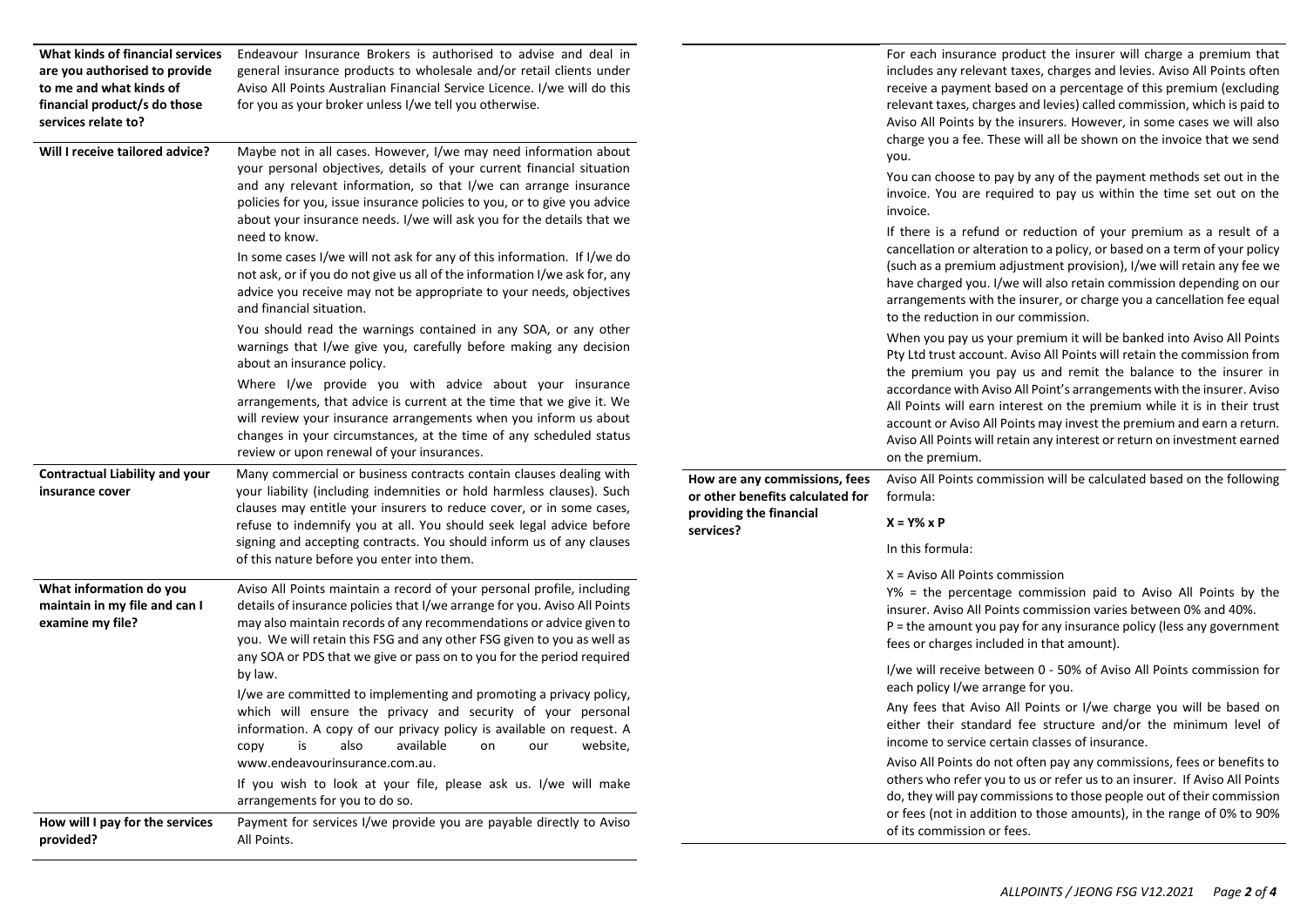| | |
|---|---|
| **What kinds of financial services are you authorised to provide to me and what kinds of financial product/s do those services relate to?** | Endeavour Insurance Brokers is authorised to advise and deal in general insurance products to wholesale and/or retail clients under Aviso All Points Australian Financial Service Licence. I/we will do this for you as your broker unless I/we tell you otherwise. |
| **Will I receive tailored advice?** | Maybe not in all cases. However, I/we may need information about your personal objectives, details of your current financial situation and any relevant information, so that I/we can arrange insurance policies for you, issue insurance policies to you, or to give you advice about your insurance needs. I/we will ask you for the details that we need to know.<br><br>In some cases I/we will not ask for any of this information. If I/we do not ask, or if you do not give us all of the information I/we ask for, any advice you receive may not be appropriate to your needs, objectives and financial situation.<br><br>You should read the warnings contained in any SOA, or any other warnings that I/we give you, carefully before making any decision about an insurance policy.<br><br>Where I/we provide you with advice about your insurance arrangements, that advice is current at the time that we give it. We will review your insurance arrangements when you inform us about changes in your circumstances, at the time of any scheduled status review or upon renewal of your insurances. |
| **Contractual Liability and your insurance cover** | Many commercial or business contracts contain clauses dealing with your liability (including indemnities or hold harmless clauses). Such clauses may entitle your insurers to reduce cover, or in some cases, refuse to indemnify you at all. You should seek legal advice before signing and accepting contracts. You should inform us of any clauses of this nature before you enter into them. |
| **What information do you maintain in my file and can I examine my file?** | Aviso All Points maintain a record of your personal profile, including details of insurance policies that I/we arrange for you. Aviso All Points may also maintain records of any recommendations or advice given to you. We will retain this FSG and any other FSG given to you as well as any SOA or PDS that we give or pass on to you for the period required by law.<br><br>I/we are committed to implementing and promoting a privacy policy, which will ensure the privacy and security of your personal information. A copy of our privacy policy is available on request. A copy is also available on our website, www.endeavourinsurance.com.au.<br><br>If you wish to look at your file, please ask us. I/we will make arrangements for you to do so. |
| **How will I pay for the services provided?** | Payment for services I/we provide you are payable directly to Aviso All Points.<br><br>For each insurance product the insurer will charge a premium that includes any relevant taxes, charges and levies. Aviso All Points often receive a payment based on a percentage of this premium (excluding relevant taxes, charges and levies) called commission, which is paid to Aviso All Points by the insurers. However, in some cases we will also charge you a fee. These will all be shown on the invoice that we send you.<br><br>You can choose to pay by any of the payment methods set out in the invoice. You are required to pay us within the time set out on the invoice.<br><br>If there is a refund or reduction of your premium as a result of a cancellation or alteration to a policy, or based on a term of your policy (such as a premium adjustment provision), I/we will retain any fee we have charged you. I/we will also retain commission depending on our arrangements with the insurer, or charge you a cancellation fee equal to the reduction in our commission.<br><br>When you pay us your premium it will be banked into Aviso All Points Pty Ltd trust account. Aviso All Points will retain the commission from the premium you pay us and remit the balance to the insurer in accordance with Aviso All Point's arrangements with the insurer. Aviso All Points will earn interest on the premium while it is in their trust account or Aviso All Points may invest the premium and earn a return. Aviso All Points will retain any interest or return on investment earned on the premium. |
| **How are any commissions, fees or other benefits calculated for providing the financial services?** | Aviso All Points commission will be calculated based on the following formula:<br><br>**X = Y% x P**<br><br>In this formula:<br><br>X = Aviso All Points commission<br>Y% = the percentage commission paid to Aviso All Points by the insurer. Aviso All Points commission varies between 0% and 40%.<br>P = the amount you pay for any insurance policy (less any government fees or charges included in that amount).<br><br>I/we will receive between 0 - 50% of Aviso All Points commission for each policy I/we arrange for you.<br><br>Any fees that Aviso All Points or I/we charge you will be based on either their standard fee structure and/or the minimum level of income to service certain classes of insurance.<br><br>Aviso All Points do not often pay any commissions, fees or benefits to others who refer you to us or refer us to an insurer. If Aviso All Points do, they will pay commissions to those people out of their commission or fees (not in addition to those amounts), in the range of 0% to 90% of its commission or fees. |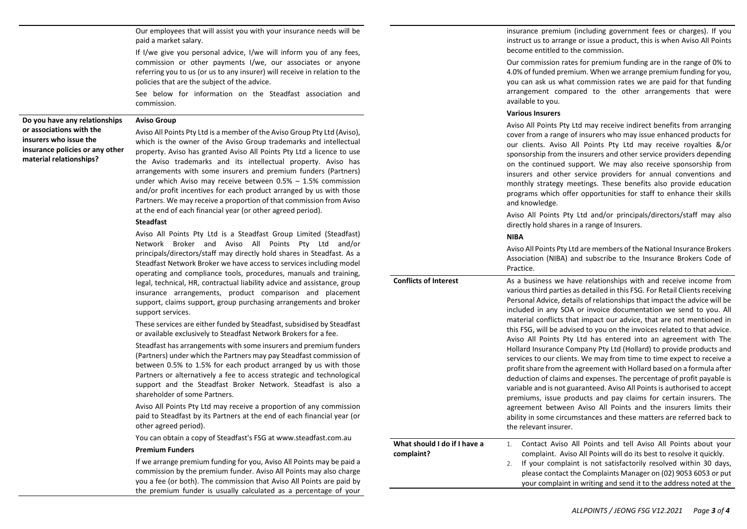Our employees that will assist you with your insurance needs will be paid a market salary.

If I/we give you personal advice, I/we will inform you of any fees, commission or other payments I/we, our associates or anyone referring you to us (or us to any insurer) will receive in relation to the policies that are the subject of the advice.

See below for information on the Steadfast association and commission.

## Do you have any relationships or associations with the insurers who issue the insurance policies or any other material relationships?

**Aviso Group**

Aviso All Points Pty Ltd is a member of the Aviso Group Pty Ltd (Aviso), which is the owner of the Aviso Group trademarks and intellectual property. Aviso has granted Aviso All Points Pty Ltd a licence to use the Aviso trademarks and its intellectual property. Aviso has arrangements with some insurers and premium funders (Partners) under which Aviso may receive between 0.5% – 1.5% commission and/or profit incentives for each product arranged by us with those Partners. We may receive a proportion of that commission from Aviso at the end of each financial year (or other agreed period).

**Steadfast**

Aviso All Points Pty Ltd is a Steadfast Group Limited (Steadfast) Network Broker and Aviso All Points Pty Ltd and/or principals/directors/staff may directly hold shares in Steadfast. As a Steadfast Network Broker we have access to services including model operating and compliance tools, procedures, manuals and training, legal, technical, HR, contractual liability advice and assistance, group insurance arrangements, product comparison and placement support, claims support, group purchasing arrangements and broker support services.

These services are either funded by Steadfast, subsidised by Steadfast or available exclusively to Steadfast Network Brokers for a fee.

Steadfast has arrangements with some insurers and premium funders (Partners) under which the Partners may pay Steadfast commission of between 0.5% to 1.5% for each product arranged by us with those Partners or alternatively a fee to access strategic and technological support and the Steadfast Broker Network. Steadfast is also a shareholder of some Partners.

Aviso All Points Pty Ltd may receive a proportion of any commission paid to Steadfast by its Partners at the end of each financial year (or other agreed period).

You can obtain a copy of Steadfast's FSG at www.steadfast.com.au

**Premium Funders**

If we arrange premium funding for you, Aviso All Points may be paid a commission by the premium funder. Aviso All Points may also charge you a fee (or both). The commission that Aviso All Points are paid by the premium funder is usually calculated as a percentage of your insurance premium (including government fees or charges). If you instruct us to arrange or issue a product, this is when Aviso All Points become entitled to the commission.

Our commission rates for premium funding are in the range of 0% to 4.0% of funded premium. When we arrange premium funding for you, you can ask us what commission rates we are paid for that funding arrangement compared to the other arrangements that were available to you.

**Various Insurers**

Aviso All Points Pty Ltd may receive indirect benefits from arranging cover from a range of insurers who may issue enhanced products for our clients. Aviso All Points Pty Ltd may receive royalties &/or sponsorship from the insurers and other service providers depending on the continued support. We may also receive sponsorship from insurers and other service providers for annual conventions and monthly strategy meetings. These benefits also provide education programs which offer opportunities for staff to enhance their skills and knowledge.

Aviso All Points Pty Ltd and/or principals/directors/staff may also directly hold shares in a range of Insurers.

**NIBA**

Aviso All Points Pty Ltd are members of the National Insurance Brokers Association (NIBA) and subscribe to the Insurance Brokers Code of Practice.

## Conflicts of Interest

As a business we have relationships with and receive income from various third parties as detailed in this FSG. For Retail Clients receiving Personal Advice, details of relationships that impact the advice will be included in any SOA or invoice documentation we send to you. All material conflicts that impact our advice, that are not mentioned in this FSG, will be advised to you on the invoices related to that advice. Aviso All Points Pty Ltd has entered into an agreement with The Hollard Insurance Company Pty Ltd (Hollard) to provide products and services to our clients. We may from time to time expect to receive a profit share from the agreement with Hollard based on a formula after deduction of claims and expenses. The percentage of profit payable is variable and is not guaranteed. Aviso All Points is authorised to accept premiums, issue products and pay claims for certain insurers. The agreement between Aviso All Points and the insurers limits their ability in some circumstances and these matters are referred back to the relevant insurer.

## What should I do if I have a complaint?

1. Contact Aviso All Points and tell Aviso All Points about your complaint. Aviso All Points will do its best to resolve it quickly.
2. If your complaint is not satisfactorily resolved within 30 days, please contact the Complaints Manager on (02) 9053 6053 or put your complaint in writing and send it to the address noted at the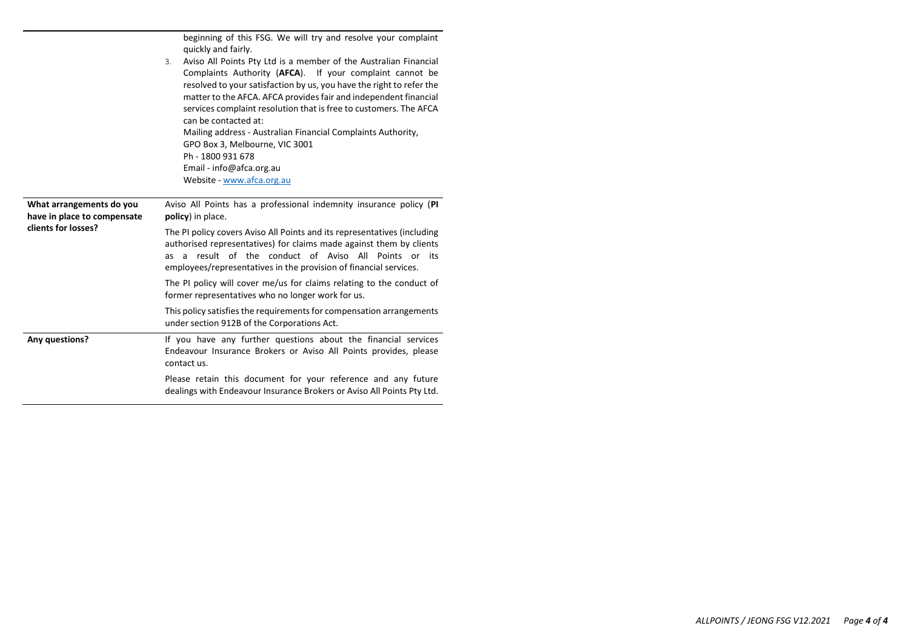| | |
|---|---|
| | beginning of this FSG. We will try and resolve your complaint quickly and fairly.<br>3. Aviso All Points Pty Ltd is a member of the Australian Financial Complaints Authority (**AFCA**). If your complaint cannot be resolved to your satisfaction by us, you have the right to refer the matter to the AFCA. AFCA provides fair and independent financial services complaint resolution that is free to customers. The AFCA can be contacted at:<br>Mailing address - Australian Financial Complaints Authority, GPO Box 3, Melbourne, VIC 3001<br>Ph - 1800 931 678<br>Email - info@afca.org.au<br>Website - www.afca.org.au |
| **What arrangements do you have in place to compensate clients for losses?** | Aviso All Points has a professional indemnity insurance policy (**PI policy**) in place.<br><br>The PI policy covers Aviso All Points and its representatives (including authorised representatives) for claims made against them by clients as a result of the conduct of Aviso All Points or its employees/representatives in the provision of financial services.<br><br>The PI policy will cover me/us for claims relating to the conduct of former representatives who no longer work for us.<br><br>This policy satisfies the requirements for compensation arrangements under section 912B of the Corporations Act. |
| **Any questions?** | If you have any further questions about the financial services Endeavour Insurance Brokers or Aviso All Points provides, please contact us.<br><br>Please retain this document for your reference and any future dealings with Endeavour Insurance Brokers or Aviso All Points Pty Ltd. |